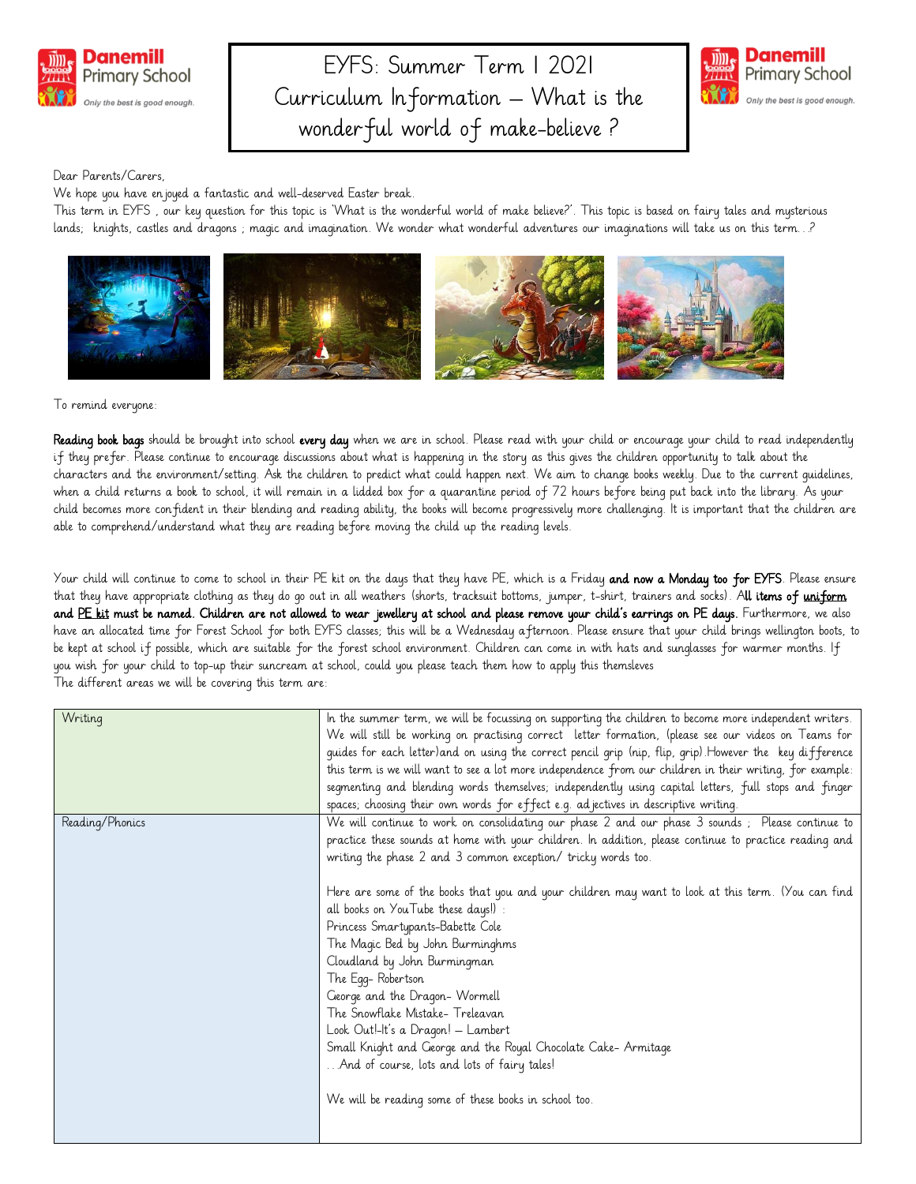# EYFS: Summer Term 1 2021 Curriculum Information – What is the wonderful world of make-believe ?

Dear Parents/Carers,

We hope you have enjoyed a fantastic and well-deserved Easter break.

This term in EYFS , our key question for this topic is 'What is the wonderful world of make believe?'. This topic is based on fairy tales and mysterious lands; knights, castles and dragons ; magic and imagination. We wonder what wonderful adventures our imaginations will take us on this term…?

To remind everyone:

**Reading book bags** should be brought into school **every day** when we are in school. Please read with your child or encourage your child to read independently if they prefer. Please continue to encourage discussions about what is happening in the story as this gives the children opportunity to talk about the characters and the environment/setting. Ask the children to predict what could happen next. We aim to change books weekly. Due to the current guidelines, when a child returns a book to school, it will remain in a lidded box for a quarantine period of 72 hours before being put back into the library. As your child becomes more confident in their blending and reading ability, the books will become progressively more challenging. It is important that the children are able to comprehend/understand what they are reading before moving the child up the reading levels.

Your child will continue to come to school in their PE kit on the days that they have PE, which is a Friday **and now a Monday too for EYFS**. Please ensure that they have appropriate clothing as they do go out in all weathers (shorts, tracksuit bottoms, jumper, t-shirt, trainers and socks). **All items of uniform and PE kit must be named. Children are not allowed to wear jewellery at school and please remove your child's earrings on PE days.** Furthermore, we also have an allocated time for Forest School for both EYFS classes; this will be a Wednesday afternoon. Please ensure that your child brings wellington boots, to be kept at school if possible, which are suitable for the forest school environment. Children can come in with hats and sunglasses for warmer months. If you wish for your child to top-up their suncream at school, could you please teach them how to apply this themsleves

The different areas we will be covering this term are:

| | |
|---|---|
| Writing | In the summer term, we will be focussing on supporting the children to become more independent writers. We will still be working on practising correct letter formation, (please see our videos on Teams for guides for each letter)and on using the correct pencil grip (nip, flip, grip).However the key difference this term is we will want to see a lot more independence from our children in their writing, for example: segmenting and blending words themselves; independently using capital letters, full stops and finger spaces; choosing their own words for effect e.g. adjectives in descriptive writing. |
| Reading/Phonics | We will continue to work on consolidating our phase 2 and our phase 3 sounds ; Please continue to practice these sounds at home with your children. In addition, please continue to practice reading and writing the phase 2 and 3 common exception/ tricky words too.<br><br>Here are some of the books that you and your children may want to look at this term. (You can find all books on YouTube these days!) :<br>Princess Smartypants-Babette Cole<br>The Magic Bed by John Burminghms<br>Cloudland by John Burmingman<br>The Egg- Robertson<br>George and the Dragon- Wormell<br>The Snowflake Mistake- Treleavan<br>Look Out!-It's a Dragon! – Lambert<br>Small Knight and George and the Royal Chocolate Cake- Armitage<br>…And of course, lots and lots of fairy tales!<br><br>We will be reading some of these books in school too. |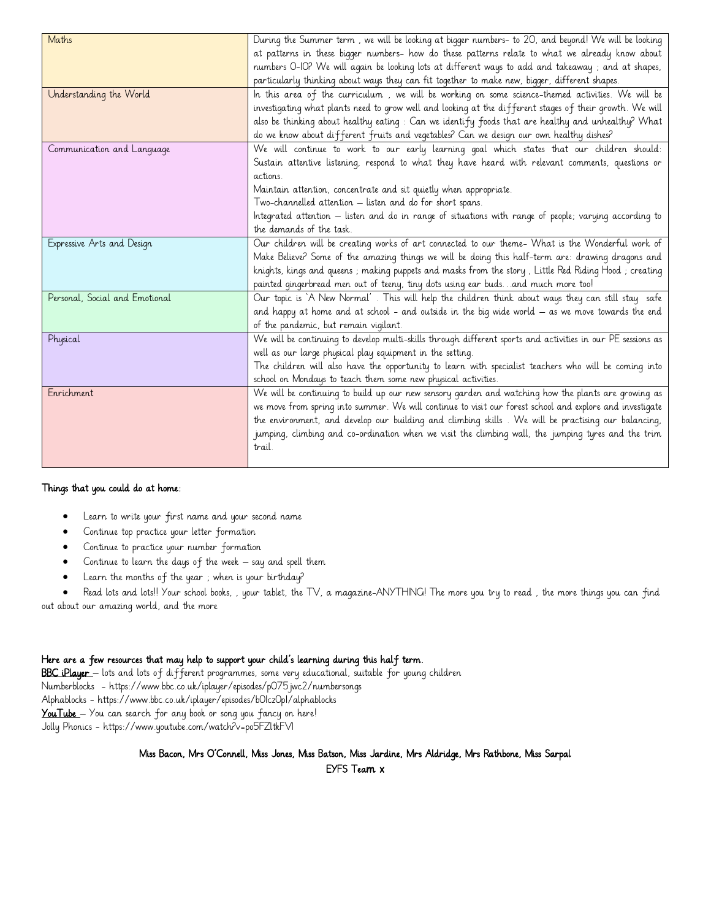| | |
|---|---|
| Maths | During the Summer term , we will be looking at bigger numbers- to 20, and beyond! We will be looking at patterns in these bigger numbers- how do these patterns relate to what we already know about numbers 0-10? We will again be looking lots at different ways to add and takeaway ; and at shapes, particularly thinking about ways they can fit together to make new, bigger, different shapes. |
| Understanding the World | In this area of the curriculum , we will be working on some science-themed activities. We will be investigating what plants need to grow well and looking at the different stages of their growth. We will also be thinking about healthy eating : Can we identify foods that are healthy and unhealthy? What do we know about different fruits and vegetables? Can we design our own healthy dishes? |
| Communication and Language | We will continue to work to our early learning goal which states that our children should: Sustain attentive listening, respond to what they have heard with relevant comments, questions or actions.<br>Maintain attention, concentrate and sit quietly when appropriate.<br>Two-channelled attention – listen and do for short spans.<br>Integrated attention – listen and do in range of situations with range of people; varying according to the demands of the task. |
| Expressive Arts and Design | Our children will be creating works of art connected to our theme- What is the Wonderful work of Make Believe? Some of the amazing things we will be doing this half-term are: drawing dragons and knights, kings and queens ; making puppets and masks from the story , Little Red Riding Hood ; creating painted gingerbread men out of teeny, tiny dots using ear buds…and much more too! |
| Personal, Social and Emotional | Our topic is 'A New Normal' . This will help the children think about ways they can still stay safe and happy at home and at school - and outside in the big wide world – as we move towards the end of the pandemic, but remain vigilant. |
| Physical | We will be continuing to develop multi-skills through different sports and activities in our PE sessions as well as our large physical play equipment in the setting.<br>The children will also have the opportunity to learn with specialist teachers who will be coming into school on Mondays to teach them some new physical activities. |
| Enrichment | We will be continuing to build up our new sensory garden and watching how the plants are growing as we move from spring into summer. We will continue to visit our forest school and explore and investigate the environment, and develop our building and climbing skills . We will be practising our balancing, jumping, climbing and co-ordination when we visit the climbing wall, the jumping tyres and the trim trail. |

**Things that you could do at home:**

- Learn to write your first name and your second name
- Continue top practice your letter formation
- Continue to practice your number formation
- Continue to learn the days of the week – say and spell them
- Learn the months of the year ; when is your birthday?
- Read lots and lots!! Your school books, , your tablet, the TV, a magazine-ANYTHING! The more you try to read , the more things you can find out about our amazing world, and the more

**Here are a few resources that may help to support your child's learning during this half term.**

**BBC iPlayer** – lots and lots of different programmes, some very educational, suitable for young children
Numberblocks - https://www.bbc.co.uk/iplayer/episodes/p075jwc2/numbersongs
Alphablocks - https://www.bbc.co.uk/iplayer/episodes/b01cz0pl/alphablocks
**YouTube** – You can search for any book or song you fancy on here!
Jolly Phonics - https://www.youtube.com/watch?v=po5FZltkFVI

**Miss Bacon, Mrs O'Connell, Miss Jones, Miss Batson, Miss Jardine, Mrs Aldridge, Mrs Rathbone, Miss Sarpal**
**EYFS Team x**